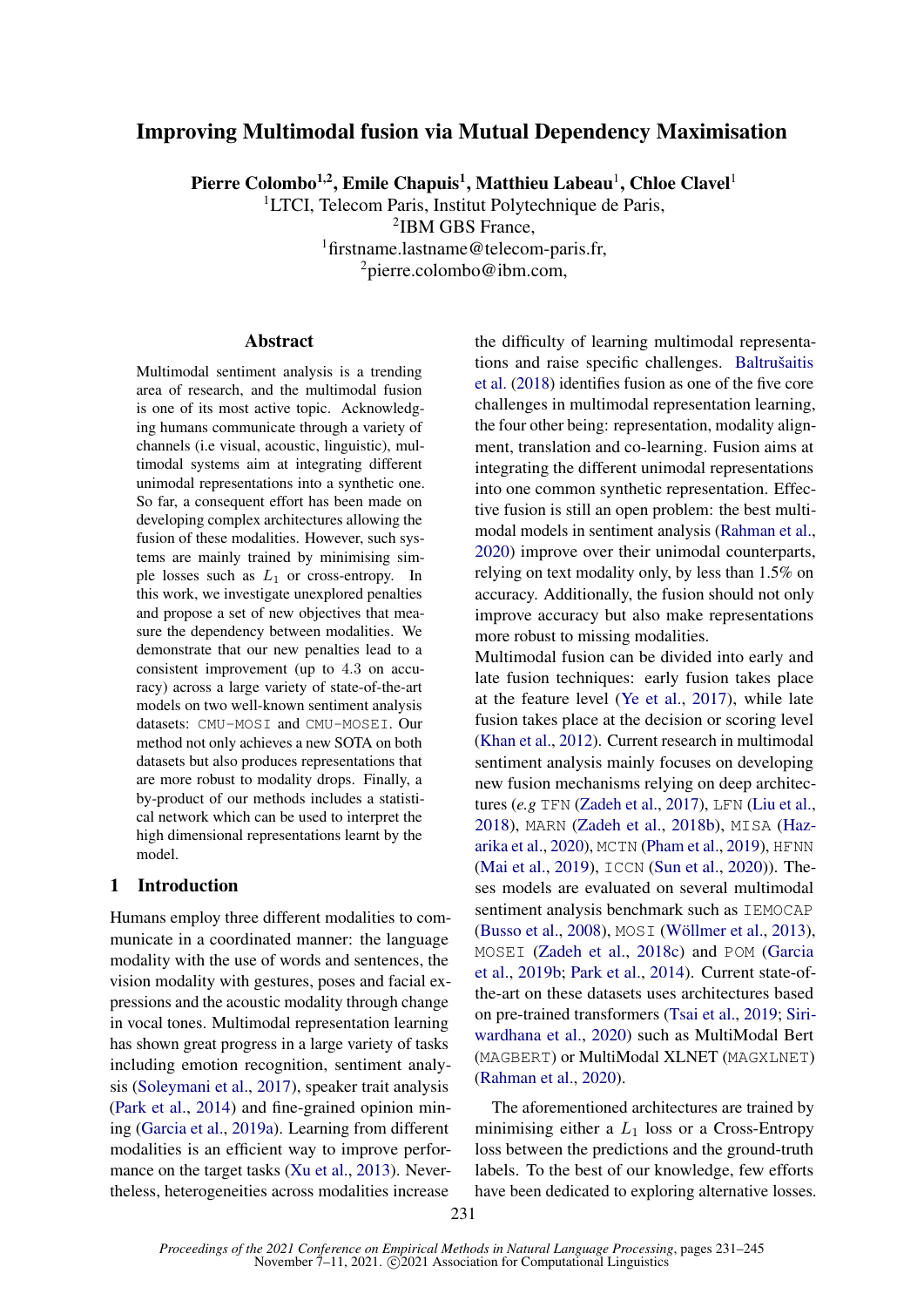# Improving Multimodal fusion via Mutual Dependency Maximisation

**Pierre Colombo[1,2], Emile Chapuis[1], Matthieu Labeau[1], Chloe Clavel[1]**
[1]LTCI, Telecom Paris, Institut Polytechnique de Paris,
[2]IBM GBS France,
[1]firstname.lastname@telecom-paris.fr,
[2]pierre.colombo@ibm.com,

## Abstract

Multimodal sentiment analysis is a trending area of research, and the multimodal fusion is one of its most active topic. Acknowledging humans communicate through a variety of channels (i.e visual, acoustic, linguistic), multimodal systems aim at integrating different unimodal representations into a synthetic one. So far, a consequent effort has been made on developing complex architectures allowing the fusion of these modalities. However, such systems are mainly trained by minimising simple losses such as $L_1$ or cross-entropy. In this work, we investigate unexplored penalties and propose a set of new objectives that measure the dependency between modalities. We demonstrate that our new penalties lead to a consistent improvement (up to 4.3 on accuracy) across a large variety of state-of-the-art models on two well-known sentiment analysis datasets: CMU-MOSI and CMU-MOSEI. Our method not only achieves a new SOTA on both datasets but also produces representations that are more robust to modality drops. Finally, a by-product of our methods includes a statistical network which can be used to interpret the high dimensional representations learnt by the model.

## 1 Introduction

Humans employ three different modalities to communicate in a coordinated manner: the language modality with the use of words and sentences, the vision modality with gestures, poses and facial expressions and the acoustic modality through change in vocal tones. Multimodal representation learning has shown great progress in a large variety of tasks including emotion recognition, sentiment analysis (Soleymani et al., 2017), speaker trait analysis (Park et al., 2014) and fine-grained opinion mining (Garcia et al., 2019a). Learning from different modalities is an efficient way to improve performance on the target tasks (Xu et al., 2013). Nevertheless, heterogeneities across modalities increase the difficulty of learning multimodal representations and raise specific challenges. Baltrušaitis et al. (2018) identifies fusion as one of the five core challenges in multimodal representation learning, the four other being: representation, modality alignment, translation and co-learning. Fusion aims at integrating the different unimodal representations into one common synthetic representation. Effective fusion is still an open problem: the best multimodal models in sentiment analysis (Rahman et al., 2020) improve over their unimodal counterparts, relying on text modality only, by less than 1.5% on accuracy. Additionally, the fusion should not only improve accuracy but also make representations more robust to missing modalities.

Multimodal fusion can be divided into early and late fusion techniques: early fusion takes place at the feature level (Ye et al., 2017), while late fusion takes place at the decision or scoring level (Khan et al., 2012). Current research in multimodal sentiment analysis mainly focuses on developing new fusion mechanisms relying on deep architectures (*e.g* TFN (Zadeh et al., 2017), LFN (Liu et al., 2018), MARN (Zadeh et al., 2018b), MISA (Hazarika et al., 2020), MCTN (Pham et al., 2019), HFNN (Mai et al., 2019), ICCN (Sun et al., 2020)). Theses models are evaluated on several multimodal sentiment analysis benchmark such as IEMOCAP (Busso et al., 2008), MOSI (Wöllmer et al., 2013), MOSEI (Zadeh et al., 2018c) and POM (Garcia et al., 2019b; Park et al., 2014). Current state-of-the-art on these datasets uses architectures based on pre-trained transformers (Tsai et al., 2019; Siriwardhana et al., 2020) such as MultiModal Bert (MAGBERT) or MultiModal XLNET (MAGXLNET) (Rahman et al., 2020).

The aforementioned architectures are trained by minimising either a $L_1$ loss or a Cross-Entropy loss between the predictions and the ground-truth labels. To the best of our knowledge, few efforts have been dedicated to exploring alternative losses.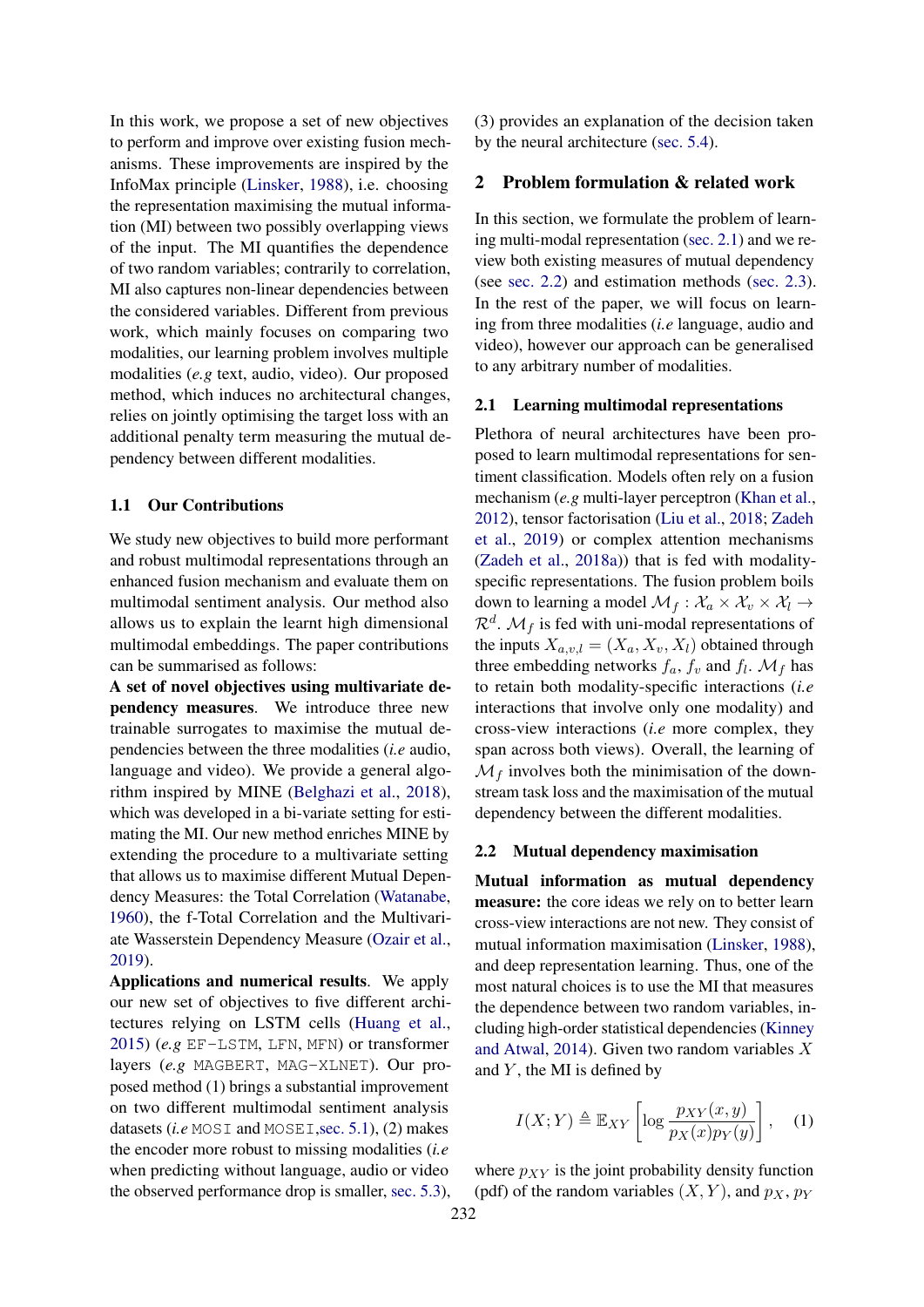In this work, we propose a set of new objectives to perform and improve over existing fusion mechanisms. These improvements are inspired by the InfoMax principle (Linsker, 1988), i.e. choosing the representation maximising the mutual information (MI) between two possibly overlapping views of the input. The MI quantifies the dependence of two random variables; contrarily to correlation, MI also captures non-linear dependencies between the considered variables. Different from previous work, which mainly focuses on comparing two modalities, our learning problem involves multiple modalities (*e.g* text, audio, video). Our proposed method, which induces no architectural changes, relies on jointly optimising the target loss with an additional penalty term measuring the mutual dependency between different modalities.

### 1.1 Our Contributions

We study new objectives to build more performant and robust multimodal representations through an enhanced fusion mechanism and evaluate them on multimodal sentiment analysis. Our method also allows us to explain the learnt high dimensional multimodal embeddings. The paper contributions can be summarised as follows:

**A set of novel objectives using multivariate dependency measures**. We introduce three new trainable surrogates to maximise the mutual dependencies between the three modalities (*i.e* audio, language and video). We provide a general algorithm inspired by MINE (Belghazi et al., 2018), which was developed in a bi-variate setting for estimating the MI. Our new method enriches MINE by extending the procedure to a multivariate setting that allows us to maximise different Mutual Dependency Measures: the Total Correlation (Watanabe, 1960), the f-Total Correlation and the Multivariate Wasserstein Dependency Measure (Ozair et al., 2019).

**Applications and numerical results**. We apply our new set of objectives to five different architectures relying on LSTM cells (Huang et al., 2015) (*e.g* `EF-LSTM`, `LFN`, `MFN`) or transformer layers (*e.g* `MAGBERT`, `MAG-XLNET`). Our proposed method (1) brings a substantial improvement on two different multimodal sentiment analysis datasets (*i.e* `MOSI` and `MOSEI`,sec. 5.1), (2) makes the encoder more robust to missing modalities (*i.e* when predicting without language, audio or video the observed performance drop is smaller, sec. 5.3), (3) provides an explanation of the decision taken by the neural architecture (sec. 5.4).

## 2 Problem formulation & related work

In this section, we formulate the problem of learning multi-modal representation (sec. 2.1) and we review both existing measures of mutual dependency (see sec. 2.2) and estimation methods (sec. 2.3). In the rest of the paper, we will focus on learning from three modalities (*i.e* language, audio and video), however our approach can be generalised to any arbitrary number of modalities.

### 2.1 Learning multimodal representations

Plethora of neural architectures have been proposed to learn multimodal representations for sentiment classification. Models often rely on a fusion mechanism (*e.g* multi-layer perceptron (Khan et al., 2012), tensor factorisation (Liu et al., 2018; Zadeh et al., 2019) or complex attention mechanisms (Zadeh et al., 2018a)) that is fed with modality-specific representations. The fusion problem boils down to learning a model $\mathcal{M}_f : \mathcal{X}_a \times \mathcal{X}_v \times \mathcal{X}_l \rightarrow \mathcal{R}^d$. $\mathcal{M}_f$ is fed with uni-modal representations of the inputs $X_{a,v,l} = (X_a, X_v, X_l)$ obtained through three embedding networks $f_a$, $f_v$ and $f_l$. $\mathcal{M}_f$ has to retain both modality-specific interactions (*i.e* interactions that involve only one modality) and cross-view interactions (*i.e* more complex, they span across both views). Overall, the learning of $\mathcal{M}_f$ involves both the minimisation of the downstream task loss and the maximisation of the mutual dependency between the different modalities.

### 2.2 Mutual dependency maximisation

**Mutual information as mutual dependency measure:** the core ideas we rely on to better learn cross-view interactions are not new. They consist of mutual information maximisation (Linsker, 1988), and deep representation learning. Thus, one of the most natural choices is to use the MI that measures the dependence between two random variables, including high-order statistical dependencies (Kinney and Atwal, 2014). Given two random variables $X$ and $Y$, the MI is defined by

$$I(X;Y) \triangleq \mathbb{E}_{XY}\left[\log \frac{p_{XY}(x,y)}{p_X(x)p_Y(y)}\right], \quad (1)$$

where $p_{XY}$ is the joint probability density function (pdf) of the random variables $(X, Y)$, and $p_X$, $p_Y$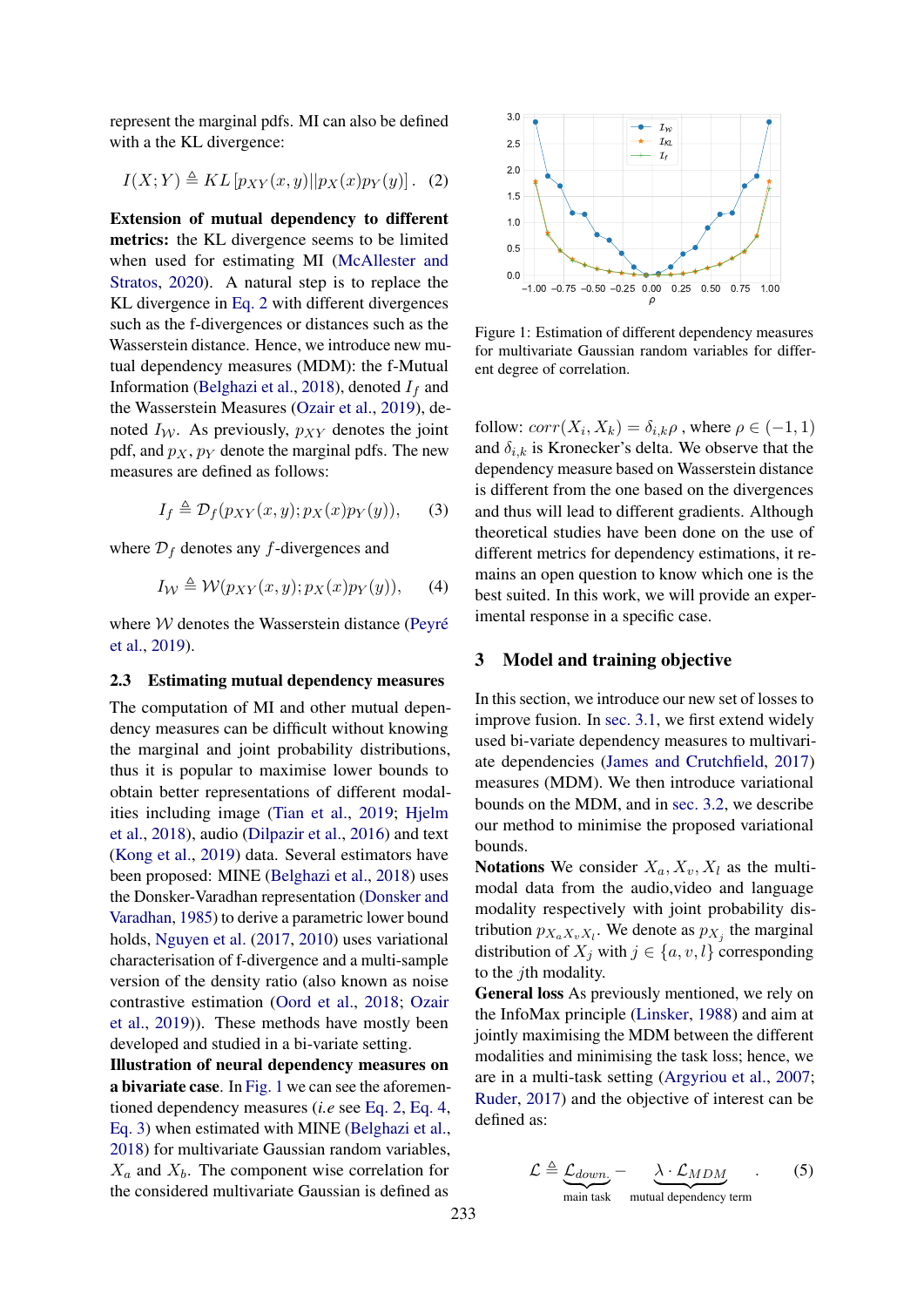represent the marginal pdfs. MI can also be defined with a the KL divergence:

$$I(X;Y) \triangleq KL\left[p_{XY}(x,y)||p_X(x)p_Y(y)\right]. \quad (2)$$

**Extension of mutual dependency to different metrics:** the KL divergence seems to be limited when used for estimating MI (McAllester and Stratos, 2020). A natural step is to replace the KL divergence in Eq. 2 with different divergences such as the f-divergences or distances such as the Wasserstein distance. Hence, we introduce new mutual dependency measures (MDM): the f-Mutual Information (Belghazi et al., 2018), denoted $I_f$ and the Wasserstein Measures (Ozair et al., 2019), denoted $I_{\mathcal{W}}$. As previously, $p_{XY}$ denotes the joint pdf, and $p_X$, $p_Y$ denote the marginal pdfs. The new measures are defined as follows:

$$I_f \triangleq \mathcal{D}_f(p_{XY}(x,y); p_X(x)p_Y(y)), \quad (3)$$

where $\mathcal{D}_f$ denotes any $f$-divergences and

$$I_{\mathcal{W}} \triangleq \mathcal{W}(p_{XY}(x,y); p_X(x)p_Y(y)), \quad (4)$$

where $\mathcal{W}$ denotes the Wasserstein distance (Peyré et al., 2019).

### 2.3 Estimating mutual dependency measures

The computation of MI and other mutual dependency measures can be difficult without knowing the marginal and joint probability distributions, thus it is popular to maximise lower bounds to obtain better representations of different modalities including image (Tian et al., 2019; Hjelm et al., 2018), audio (Dilpazir et al., 2016) and text (Kong et al., 2019) data. Several estimators have been proposed: MINE (Belghazi et al., 2018) uses the Donsker-Varadhan representation (Donsker and Varadhan, 1985) to derive a parametric lower bound holds, Nguyen et al. (2017, 2010) uses variational characterisation of f-divergence and a multi-sample version of the density ratio (also known as noise contrastive estimation (Oord et al., 2018; Ozair et al., 2019)). These methods have mostly been developed and studied in a bivariate setting.

**Illustration of neural dependency measures on a bivariate case.** In Fig. 1 we can see the aforementioned dependency measures (*i.e* see Eq. 2, Eq. 4, Eq. 3) when estimated with MINE (Belghazi et al., 2018) for multivariate Gaussian random variables, $X_a$ and $X_b$. The component wise correlation for the considered multivariate Gaussian is defined as follow: $corr(X_i, X_k) = \delta_{i,k}\rho$ , where $\rho \in (-1, 1)$ and $\delta_{i,k}$ is Kronecker's delta. We observe that the dependency measure based on Wasserstein distance is different from the one based on the divergences and thus will lead to different gradients. Although theoretical studies have been done on the use of different metrics for dependency estimations, it remains an open question to know which one is the best suited. In this work, we will provide an experimental response in a specific case.

Figure 1: Estimation of different dependency measures for multivariate Gaussian random variables for different degree of correlation.

## 3 Model and training objective

In this section, we introduce our new set of losses to improve fusion. In sec. 3.1, we first extend widely used bi-variate dependency measures to multivariate dependencies (James and Crutchfield, 2017) measures (MDM). We then introduce variational bounds on the MDM, and in sec. 3.2, we describe our method to minimise the proposed variational bounds.

**Notations** We consider $X_a, X_v, X_l$ as the multimodal data from the audio,video and language modality respectively with joint probability distribution $p_{X_aX_vX_l}$. We denote as $p_{X_j}$ the marginal distribution of $X_j$ with $j \in \{a, v, l\}$ corresponding to the $j$th modality.

**General loss** As previously mentioned, we rely on the InfoMax principle (Linsker, 1988) and aim at jointly maximising the MDM between the different modalities and minimising the task loss; hence, we are in a multi-task setting (Argyriou et al., 2007; Ruder, 2017) and the objective of interest can be defined as:

$$\mathcal{L} \triangleq \underbrace{\mathcal{L}_{down.}}_{\text{main task}} - \underbrace{\lambda \cdot \mathcal{L}_{MDM}}_{\text{mutual dependency term}}. \quad (5)$$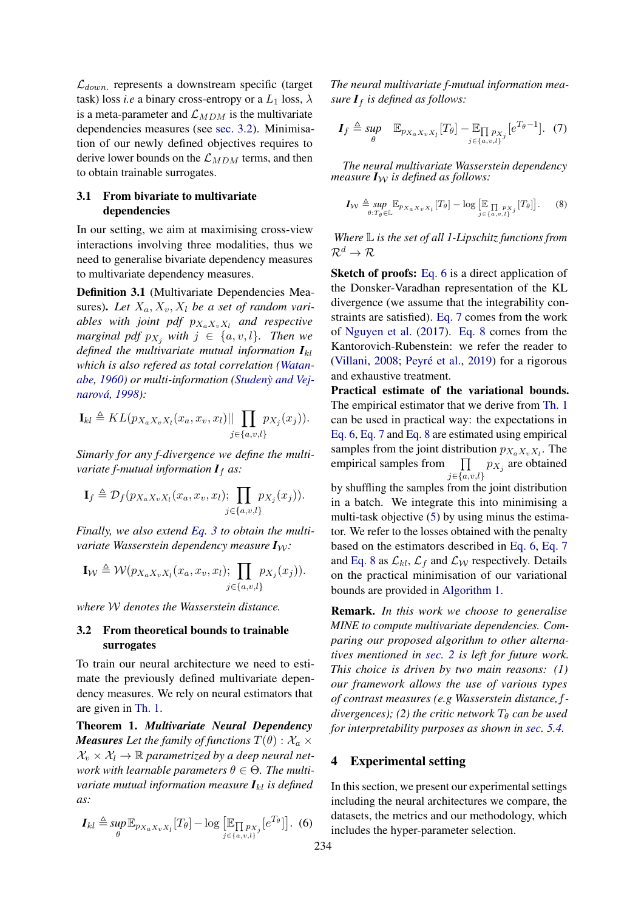$\mathcal{L}_{down.}$ represents a downstream specific (target task) loss *i.e* a binary cross-entropy or a $L_1$ loss, $\lambda$ is a meta-parameter and $\mathcal{L}_{MDM}$ is the multivariate dependencies measures (see sec. 3.2). Minimisation of our newly defined objectives requires to derive lower bounds on the $\mathcal{L}_{MDM}$ terms, and then to obtain trainable surrogates.

### 3.1 From bivariate to multivariate dependencies

In our setting, we aim at maximising cross-view interactions involving three modalities, thus we need to generalise bivariate dependency measures to multivariate dependency measures.

**Definition 3.1** (Multivariate Dependencies Measures)**.** *Let $X_a, X_v, X_l$ be a set of random variables with joint pdf $p_{X_aX_vX_l}$ and respective marginal pdf $p_{X_j}$ with $j \in \{a, v, l\}$. Then we defined the multivariate mutual information $\mathbf{I}_{kl}$ which is also refered as total correlation (Watanabe, 1960) or multi-information (Studený and Vejnarová, 1998):*

$$\mathbf{I}_{kl} \triangleq KL(p_{X_aX_vX_l}(x_a, x_v, x_l) || \prod_{j\in\{a,v,l\}} p_{X_j}(x_j)).$$

*Simarly for any f-divergence we define the multivariate f-mutual information $\mathbf{I}_f$ as:*

$$\mathbf{I}_f \triangleq \mathcal{D}_f(p_{X_aX_vX_l}(x_a, x_v, x_l); \prod_{j\in\{a,v,l\}} p_{X_j}(x_j)).$$

*Finally, we also extend Eq. 3 to obtain the multivariate Wasserstein dependency measure $\mathbf{I}_\mathcal{W}$:*

$$\mathbf{I}_\mathcal{W} \triangleq \mathcal{W}(p_{X_aX_vX_l}(x_a, x_v, x_l); \prod_{j\in\{a,v,l\}} p_{X_j}(x_j)).$$

*where $\mathcal{W}$ denotes the Wasserstein distance.*

### 3.2 From theoretical bounds to trainable surrogates

To train our neural architecture we need to estimate the previously defined multivariate dependency measures. We rely on neural estimators that are given in Th. 1.

**Theorem 1.** ***Multivariate Neural Dependency Measures*** *Let the family of functions $T(\theta) : \mathcal{X}_a \times \mathcal{X}_v \times \mathcal{X}_l \to \mathbb{R}$ parametrized by a deep neural network with learnable parameters $\theta \in \Theta$. The multivariate mutual information measure $\mathbf{I}_{kl}$ is defined as:*

$$\mathbf{I}_{kl} \triangleq \sup_{\theta} \mathbb{E}_{p_{X_aX_vX_l}}[T_\theta] - \log \Big[\mathbb{E}_{\prod_{j\in\{a,v,l\}} p_{X_j}}[e^{T_\theta}]\Big]. \quad (6)$$

*The neural multivariate f-mutual information measure $\mathbf{I}_f$ is defined as follows:*

$$\mathbf{I}_f \triangleq \sup_{\theta} \quad \mathbb{E}_{p_{X_aX_vX_l}}[T_\theta] - \mathbb{E}_{\prod_{j\in\{a,v,l\}} p_{X_j}}[e^{T_\theta - 1}]. \quad (7)$$

*The neural multivariate Wasserstein dependency measure $\mathbf{I}_\mathcal{W}$ is defined as follows:*

$$\mathbf{I}_\mathcal{W} \triangleq \sup_{\theta: T_\theta \in \mathbb{L}} \mathbb{E}_{p_{X_aX_vX_l}}[T_\theta] - \log \Big[\mathbb{E}_{\prod_{j\in\{a,v,l\}} p_{X_j}}[T_\theta]\Big]. \quad (8)$$

*Where $\mathbb{L}$ is the set of all 1-Lipschitz functions from $\mathcal{R}^d \to \mathcal{R}$*

**Sketch of proofs:** Eq. 6 is a direct application of the Donsker-Varadhan representation of the KL divergence (we assume that the integrability constraints are satisfied). Eq. 7 comes from the work of Nguyen et al. (2017). Eq. 8 comes from the Kantorovich-Rubenstein: we refer the reader to (Villani, 2008; Peyré et al., 2019) for a rigorous and exhaustive treatment.

**Practical estimate of the variational bounds.** The empirical estimator that we derive from Th. 1 can be used in practical way: the expectations in Eq. 6, Eq. 7 and Eq. 8 are estimated using empirical samples from the joint distribution $p_{X_aX_vX_l}$. The empirical samples from $\prod_{j\in\{a,v,l\}} p_{X_j}$ are obtained by shuffling the samples from the joint distribution in a batch. We integrate this into minimising a multi-task objective (5) by using minus the estimator. We refer to the losses obtained with the penalty based on the estimators described in Eq. 6, Eq. 7 and Eq. 8 as $\mathcal{L}_{kl}$, $\mathcal{L}_f$ and $\mathcal{L}_\mathcal{W}$ respectively. Details on the practical minimisation of our variational bounds are provided in Algorithm 1.

**Remark.** *In this work we choose to generalise MINE to compute multivariate dependencies. Comparing our proposed algorithm to other alternatives mentioned in sec. 2 is left for future work. This choice is driven by two main reasons: (1) our framework allows the use of various types of contrast measures (e.g Wasserstein distance, f-divergences); (2) the critic network $T_\theta$ can be used for interpretability purposes as shown in sec. 5.4.*

## 4 Experimental setting

In this section, we present our experimental settings including the neural architectures we compare, the datasets, the metrics and our methodology, which includes the hyper-parameter selection.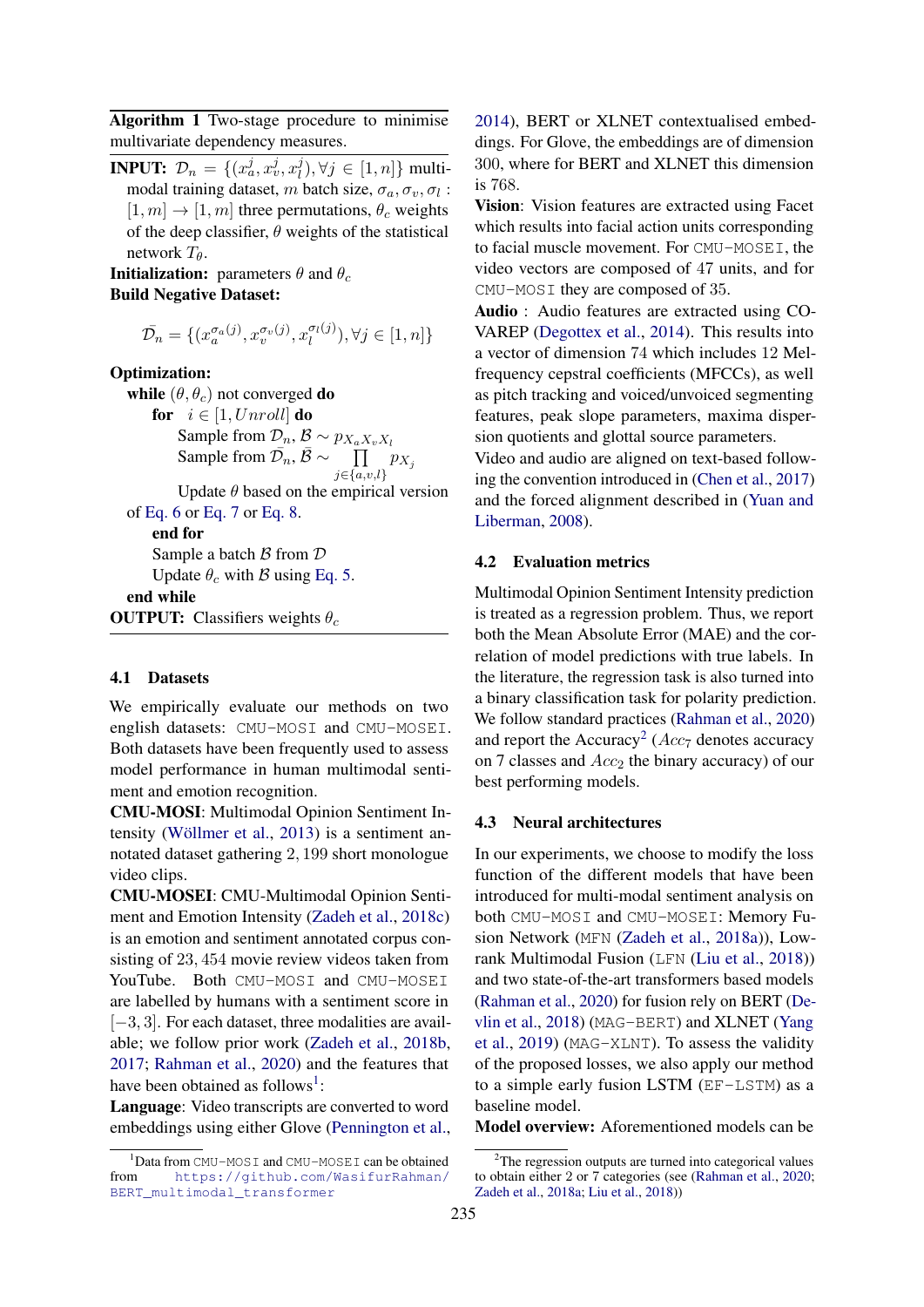**Algorithm 1** Two-stage procedure to minimise multivariate dependency measures.

**INPUT:** $\mathcal{D}_n = \{(x_a^j, x_v^j, x_l^j), \forall j \in [1, n]\}$ multi-modal training dataset, $m$ batch size, $\sigma_a, \sigma_v, \sigma_l : [1, m] \to [1, m]$ three permutations, $\theta_c$ weights of the deep classifier, $\theta$ weights of the statistical network $T_\theta$.

**Initialization:** parameters $\theta$ and $\theta_c$

**Build Negative Dataset:**

$$\bar{\mathcal{D}}_n = \{(x_a^{\sigma_a(j)}, x_v^{\sigma_v(j)}, x_l^{\sigma_l(j)}), \forall j \in [1, n]\}$$

**Optimization:**

**while** $(\theta, \theta_c)$ not converged **do**

  **for** $i \in [1, Unroll]$ **do**

    Sample from $\mathcal{D}_n$, $\mathcal{B} \sim p_{X_a X_v X_l}$

    Sample from $\bar{\mathcal{D}}_n$, $\bar{\mathcal{B}} \sim \prod_{j \in \{a,v,l\}} p_{X_j}$

    Update $\theta$ based on the empirical version of Eq. 6 or Eq. 7 or Eq. 8.

  **end for**

  Sample a batch $\mathcal{B}$ from $\mathcal{D}$

  Update $\theta_c$ with $\mathcal{B}$ using Eq. 5.

**end while**

**OUTPUT:** Classifiers weights $\theta_c$

### 4.1 Datasets

We empirically evaluate our methods on two english datasets: CMU-MOSI and CMU-MOSEI. Both datasets have been frequently used to assess model performance in human multimodal sentiment and emotion recognition.

**CMU-MOSI**: Multimodal Opinion Sentiment Intensity (Wöllmer et al., 2013) is a sentiment annotated dataset gathering 2,199 short monologue video clips.

**CMU-MOSEI**: CMU-Multimodal Opinion Sentiment and Emotion Intensity (Zadeh et al., 2018c) is an emotion and sentiment annotated corpus consisting of 23,454 movie review videos taken from YouTube. Both CMU-MOSI and CMU-MOSEI are labelled by humans with a sentiment score in $[-3, 3]$. For each dataset, three modalities are available; we follow prior work (Zadeh et al., 2018b, 2017; Rahman et al., 2020) and the features that have been obtained as follows[1]:

**Language**: Video transcripts are converted to word embeddings using either Glove (Pennington et al., 2014), BERT or XLNET contextualised embeddings. For Glove, the embeddings are of dimension 300, where for BERT and XLNET this dimension is 768.

**Vision**: Vision features are extracted using Facet which results into facial action units corresponding to facial muscle movement. For CMU-MOSEI, the video vectors are composed of 47 units, and for CMU-MOSI they are composed of 35.

**Audio** : Audio features are extracted using COVAREP (Degottex et al., 2014). This results into a vector of dimension 74 which includes 12 Mel-frequency cepstral coefficients (MFCCs), as well as pitch tracking and voiced/unvoiced segmenting features, peak slope parameters, maxima dispersion quotients and glottal source parameters.

Video and audio are aligned on text-based following the convention introduced in (Chen et al., 2017) and the forced alignment described in (Yuan and Liberman, 2008).

### 4.2 Evaluation metrics

Multimodal Opinion Sentiment Intensity prediction is treated as a regression problem. Thus, we report both the Mean Absolute Error (MAE) and the correlation of model predictions with true labels. In the literature, the regression task is also turned into a binary classification task for polarity prediction. We follow standard practices (Rahman et al., 2020) and report the Accuracy[2] ($Acc_7$ denotes accuracy on 7 classes and $Acc_2$ the binary accuracy) of our best performing models.

### 4.3 Neural architectures

In our experiments, we choose to modify the loss function of the different models that have been introduced for multi-modal sentiment analysis on both CMU-MOSI and CMU-MOSEI: Memory Fusion Network (MFN (Zadeh et al., 2018a)), Low-rank Multimodal Fusion (LFN (Liu et al., 2018)) and two state-of-the-art transformers based models (Rahman et al., 2020) for fusion rely on BERT (Devlin et al., 2018) (MAG-BERT) and XLNET (Yang et al., 2019) (MAG-XLNT). To assess the validity of the proposed losses, we also apply our method to a simple early fusion LSTM (EF-LSTM) as a baseline model.

**Model overview:** Aforementioned models can be

[1] Data from CMU-MOSI and CMU-MOSEI can be obtained from https://github.com/WasifurRahman/BERT_multimodal_transformer

[2] The regression outputs are turned into categorical values to obtain either 2 or 7 categories (see (Rahman et al., 2020; Zadeh et al., 2018a; Liu et al., 2018))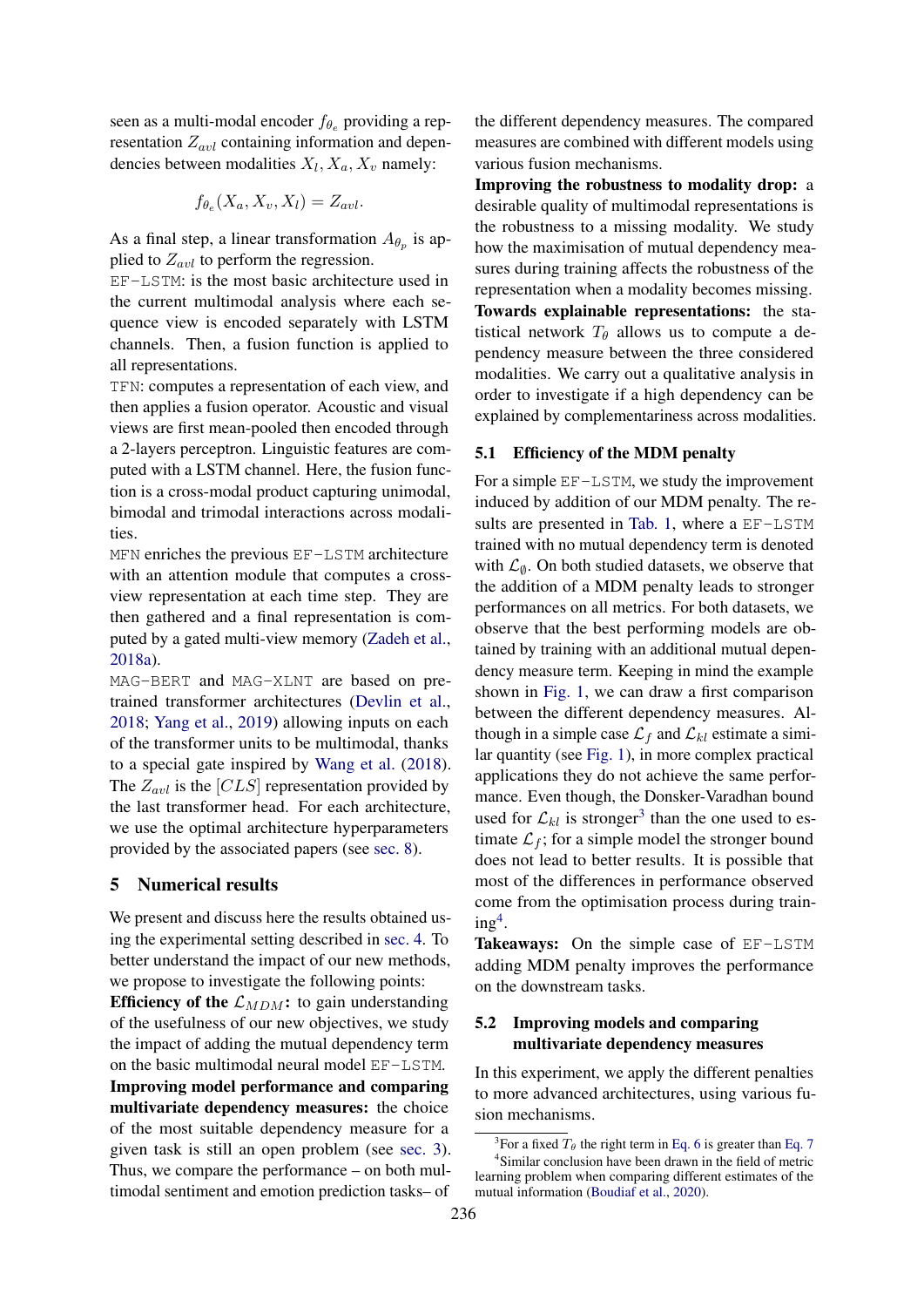seen as a multi-modal encoder $f_{\theta_e}$ providing a representation $Z_{avl}$ containing information and dependencies between modalities $X_l, X_a, X_v$ namely:

$$f_{\theta_e}(X_a, X_v, X_l) = Z_{avl}.$$

As a final step, a linear transformation $A_{\theta_p}$ is applied to $Z_{avl}$ to perform the regression.

`EF-LSTM`: is the most basic architecture used in the current multimodal analysis where each sequence view is encoded separately with LSTM channels. Then, a fusion function is applied to all representations.

`TFN`: computes a representation of each view, and then applies a fusion operator. Acoustic and visual views are first mean-pooled then encoded through a 2-layers perceptron. Linguistic features are computed with a LSTM channel. Here, the fusion function is a cross-modal product capturing unimodal, bimodal and trimodal interactions across modalities.

`MFN` enriches the previous `EF-LSTM` architecture with an attention module that computes a cross-view representation at each time step. They are then gathered and a final representation is computed by a gated multi-view memory (Zadeh et al., 2018a).

`MAG-BERT` and `MAG-XLNT` are based on pre-trained transformer architectures (Devlin et al., 2018; Yang et al., 2019) allowing inputs on each of the transformer units to be multimodal, thanks to a special gate inspired by Wang et al. (2018). The $Z_{avl}$ is the $[CLS]$ representation provided by the last transformer head. For each architecture, we use the optimal architecture hyperparameters provided by the associated papers (see sec. 8).

## 5 Numerical results

We present and discuss here the results obtained using the experimental setting described in sec. 4. To better understand the impact of our new methods, we propose to investigate the following points:

**Efficiency of the $\mathcal{L}_{MDM}$:** to gain understanding of the usefulness of our new objectives, we study the impact of adding the mutual dependency term on the basic multimodal neural model `EF-LSTM`.

**Improving model performance and comparing multivariate dependency measures:** the choice of the most suitable dependency measure for a given task is still an open problem (see sec. 3). Thus, we compare the performance – on both multimodal sentiment and emotion prediction tasks– of the different dependency measures. The compared measures are combined with different models using various fusion mechanisms.

**Improving the robustness to modality drop:** a desirable quality of multimodal representations is the robustness to a missing modality. We study how the maximisation of mutual dependency measures during training affects the robustness of the representation when a modality becomes missing.

**Towards explainable representations:** the statistical network $T_\theta$ allows us to compute a dependency measure between the three considered modalities. We carry out a qualitative analysis in order to investigate if a high dependency can be explained by complementariness across modalities.

### 5.1 Efficiency of the MDM penalty

For a simple `EF-LSTM`, we study the improvement induced by addition of our MDM penalty. The results are presented in Tab. 1, where a `EF-LSTM` trained with no mutual dependency term is denoted with $\mathcal{L}_\emptyset$. On both studied datasets, we observe that the addition of a MDM penalty leads to stronger performances on all metrics. For both datasets, we observe that the best performing models are obtained by training with an additional mutual dependency measure term. Keeping in mind the example shown in Fig. 1, we can draw a first comparison between the different dependency measures. Although in a simple case $\mathcal{L}_f$ and $\mathcal{L}_{kl}$ estimate a similar quantity (see Fig. 1), in more complex practical applications they do not achieve the same performance. Even though, the Donsker-Varadhan bound used for $\mathcal{L}_{kl}$ is stronger[3] than the one used to estimate $\mathcal{L}_f$; for a simple model the stronger bound does not lead to better results. It is possible that most of the differences in performance observed come from the optimisation process during training[4].

**Takeaways:** On the simple case of `EF-LSTM` adding MDM penalty improves the performance on the downstream tasks.

### 5.2 Improving models and comparing multivariate dependency measures

In this experiment, we apply the different penalties to more advanced architectures, using various fusion mechanisms.

[3] For a fixed $T_\theta$ the right term in Eq. 6 is greater than Eq. 7

[4] Similar conclusion have been drawn in the field of metric learning problem when comparing different estimates of the mutual information (Boudiaf et al., 2020).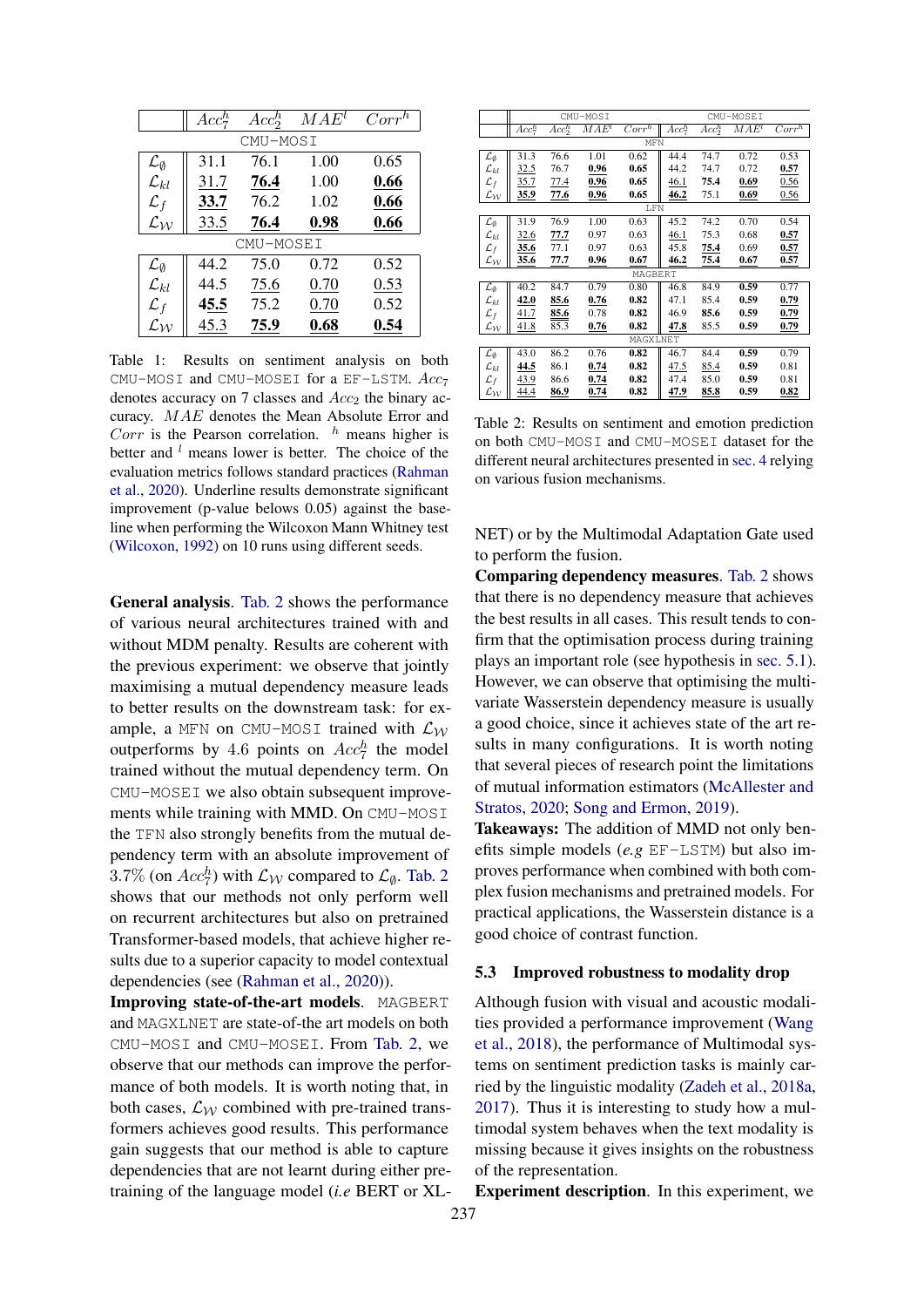|  | $Acc^h_7$ | $Acc^h_2$ | $MAE^l$ | $Corr^h$ |
|---|---|---|---|---|
| CMU-MOSI | | | | |
| $\mathcal{L}_{\emptyset}$ | 31.1 | 76.1 | 1.00 | 0.65 |
| $\mathcal{L}_{kl}$ | <u>31.7</u> | **<u>76.4</u>** | 1.00 | **<u>0.66</u>** |
| $\mathcal{L}_f$ | **<u>33.7</u>** | 76.2 | 1.02 | **<u>0.66</u>** |
| $\mathcal{L}_{\mathcal{W}}$ | <u>33.5</u> | **<u>76.4</u>** | **<u>0.98</u>** | **<u>0.66</u>** |
| CMU-MOSEI | | | | |
| $\mathcal{L}_{\emptyset}$ | 44.2 | 75.0 | 0.72 | 0.52 |
| $\mathcal{L}_{kl}$ | 44.5 | <u>75.6</u> | <u>0.70</u> | <u>0.53</u> |
| $\mathcal{L}_f$ | **<u>45.5</u>** | 75.2 | <u>0.70</u> | 0.52 |
| $\mathcal{L}_{\mathcal{W}}$ | <u>45.3</u> | **<u>75.9</u>** | **<u>0.68</u>** | **<u>0.54</u>** |

Table 1: Results on sentiment analysis on both CMU-MOSI and CMU-MOSEI for a EF-LSTM. $Acc_7$ denotes accuracy on 7 classes and $Acc_2$ the binary accuracy. $MAE$ denotes the Mean Absolute Error and $Corr$ is the Pearson correlation. $^h$ means higher is better and $^l$ means lower is better. The choice of the evaluation metrics follows standard practices (Rahman et al., 2020). Underline results demonstrate significant improvement (p-value belows 0.05) against the baseline when performing the Wilcoxon Mann Whitney test (Wilcoxon, 1992) on 10 runs using different seeds.

|  | CMU-MOSI | | | | CMU-MOSEI | | | |
|---|---|---|---|---|---|---|---|---|
|  | $Acc^h_7$ | $Acc^h_2$ | $MAE^l$ | $Corr^h$ | $Acc^h_7$ | $Acc^h_2$ | $MAE^l$ | $Corr^h$ |
| MFN | | | | | | | | |
| $\mathcal{L}_{\emptyset}$ | 31.3 | 76.6 | 1.01 | 0.62 | 44.4 | 74.7 | 0.72 | 0.53 |
| $\mathcal{L}_{kl}$ | <u>32.5</u> | 76.7 | **<u>0.96</u>** | **0.65** | 44.2 | 74.7 | 0.72 | **<u>0.57</u>** |
| $\mathcal{L}_f$ | <u>35.7</u> | <u>77.4</u> | **<u>0.96</u>** | **0.65** | <u>46.1</u> | **75.4** | **<u>0.69</u>** | <u>0.56</u> |
| $\mathcal{L}_{\mathcal{W}}$ | **<u>35.9</u>** | **<u>77.6</u>** | **<u>0.96</u>** | **0.65** | **<u>46.2</u>** | 75.1 | **<u>0.69</u>** | <u>0.56</u> |
| LFN | | | | | | | | |
| $\mathcal{L}_{\emptyset}$ | 31.9 | 76.9 | 1.00 | 0.63 | 45.2 | 74.2 | 0.70 | 0.54 |
| $\mathcal{L}_{kl}$ | <u>32.6</u> | **<u>77.7</u>** | 0.97 | 0.63 | <u>46.1</u> | 75.3 | 0.68 | **<u>0.57</u>** |
| $\mathcal{L}_f$ | **<u>35.6</u>** | 77.1 | 0.97 | 0.63 | 45.8 | **<u>75.4</u>** | 0.69 | **<u>0.57</u>** |
| $\mathcal{L}_{\mathcal{W}}$ | **<u>35.6</u>** | **<u>77.7</u>** | **<u>0.96</u>** | **<u>0.67</u>** | **<u>46.2</u>** | **<u>75.4</u>** | **<u>0.67</u>** | **<u>0.57</u>** |
| MAGBERT | | | | | | | | |
| $\mathcal{L}_{\emptyset}$ | 40.2 | 84.7 | 0.79 | 0.80 | 46.8 | 84.9 | **0.59** | 0.77 |
| $\mathcal{L}_{kl}$ | **<u>42.0</u>** | **<u>85.6</u>** | **<u>0.76</u>** | **0.82** | 47.1 | 85.4 | **0.59** | **<u>0.79</u>** |
| $\mathcal{L}_f$ | <u>41.7</u> | **<u>85.6</u>** | 0.78 | **0.82** | 46.9 | **85.6** | **0.59** | **<u>0.79</u>** |
| $\mathcal{L}_{\mathcal{W}}$ | <u>41.8</u> | 85.3 | **<u>0.76</u>** | **0.82** | **<u>47.8</u>** | 85.5 | **0.59** | **<u>0.79</u>** |
| MAGXLNET | | | | | | | | |
| $\mathcal{L}_{\emptyset}$ | 43.0 | 86.2 | 0.76 | **0.82** | 46.7 | 84.4 | **0.59** | 0.79 |
| $\mathcal{L}_{kl}$ | **<u>44.5</u>** | 86.1 | **<u>0.74</u>** | **0.82** | <u>47.5</u> | <u>85.4</u> | **0.59** | 0.81 |
| $\mathcal{L}_f$ | <u>43.9</u> | 86.6 | **<u>0.74</u>** | **0.82** | 47.4 | 85.0 | **0.59** | 0.81 |
| $\mathcal{L}_{\mathcal{W}}$ | <u>44.4</u> | **<u>86.9</u>** | **<u>0.74</u>** | **0.82** | **<u>47.9</u>** | **<u>85.8</u>** | **0.59** | **<u>0.82</u>** |

Table 2: Results on sentiment and emotion prediction on both CMU-MOSI and CMU-MOSEI dataset for the different neural architectures presented in sec. 4 relying on various fusion mechanisms.

**General analysis**. Tab. 2 shows the performance of various neural architectures trained with and without MDM penalty. Results are coherent with the previous experiment: we observe that jointly maximising a mutual dependency measure leads to better results on the downstream task: for example, a MFN on CMU-MOSI trained with $\mathcal{L}_{\mathcal{W}}$ outperforms by 4.6 points on $Acc^h_7$ the model trained without the mutual dependency term. On CMU-MOSEI we also obtain subsequent improvements while training with MMD. On CMU-MOSI the TFN also strongly benefits from the mutual dependency term with an absolute improvement of 3.7% (on $Acc^h_7$) with $\mathcal{L}_{\mathcal{W}}$ compared to $\mathcal{L}_{\emptyset}$. Tab. 2 shows that our methods not only perform well on recurrent architectures but also on pretrained Transformer-based models, that achieve higher results due to a superior capacity to model contextual dependencies (see (Rahman et al., 2020)).

**Improving state-of-the-art models**. MAGBERT and MAGXLNET are state-of-the art models on both CMU-MOSI and CMU-MOSEI. From Tab. 2, we observe that our methods can improve the performance of both models. It is worth noting that, in both cases, $\mathcal{L}_{\mathcal{W}}$ combined with pre-trained transformers achieves good results. This performance gain suggests that our method is able to capture dependencies that are not learnt during either pre-training of the language model (*i.e* BERT or XLNET) or by the Multimodal Adaptation Gate used to perform the fusion.

**Comparing dependency measures**. Tab. 2 shows that there is no dependency measure that achieves the best results in all cases. This result tends to confirm that the optimisation process during training plays an important role (see hypothesis in sec. 5.1). However, we can observe that optimising the multivariate Wasserstein dependency measure is usually a good choice, since it achieves state of the art results in many configurations. It is worth noting that several pieces of research point the limitations of mutual information estimators (McAllester and Stratos, 2020; Song and Ermon, 2019).

**Takeaways:** The addition of MMD not only benefits simple models (*e.g* EF-LSTM) but also improves performance when combined with both complex fusion mechanisms and pretrained models. For practical applications, the Wasserstein distance is a good choice of contrast function.

### 5.3 Improved robustness to modality drop

Although fusion with visual and acoustic modalities provided a performance improvement (Wang et al., 2018), the performance of Multimodal systems on sentiment prediction tasks is mainly carried by the linguistic modality (Zadeh et al., 2018a, 2017). Thus it is interesting to study how a multimodal system behaves when the text modality is missing because it gives insights on the robustness of the representation.

**Experiment description**. In this experiment, we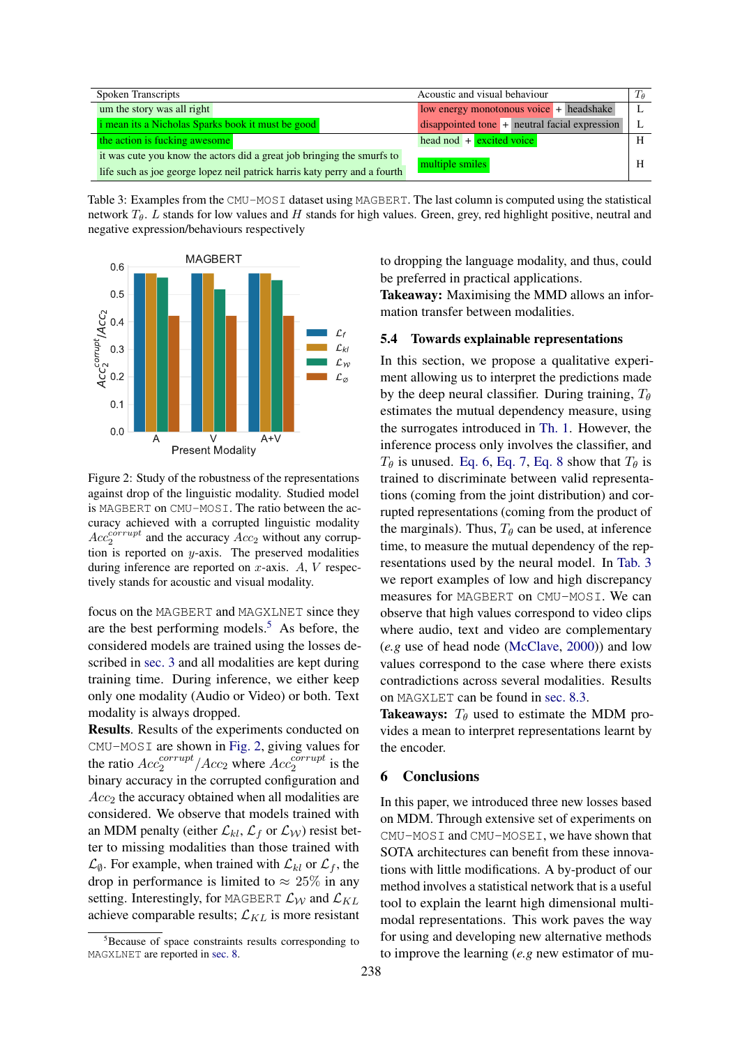| Spoken Transcripts | Acoustic and visual behaviour | $T_\theta$ |
|---|---|---|
| um the story was all right | low energy monotonous voice + headshake | L |
| i mean its a Nicholas Sparks book it must be good | disappointed tone + neutral facial expression | L |
| the action is fucking awesome | head nod + excited voice | H |
| it was cute you know the actors did a great job bringing the smurfs to life such as joe george lopez neil patrick harris katy perry and a fourth | multiple smiles | H |

Table 3: Examples from the CMU-MOSI dataset using MAGBERT. The last column is computed using the statistical network $T_\theta$. $L$ stands for low values and $H$ stands for high values. Green, grey, red highlight positive, neutral and negative expression/behaviours respectively

Figure 2: Study of the robustness of the representations against drop of the linguistic modality. Studied model is MAGBERT on CMU-MOSI. The ratio between the accuracy achieved with a corrupted linguistic modality $Acc_2^{corrupt}$ and the accuracy $Acc_2$ without any corruption is reported on $y$-axis. The preserved modalities during inference are reported on $x$-axis. $A$, $V$ respectively stands for acoustic and visual modality.

focus on the MAGBERT and MAGXLNET since they are the best performing models.[5] As before, the considered models are trained using the losses described in sec. 3 and all modalities are kept during training time. During inference, we either keep only one modality (Audio or Video) or both. Text modality is always dropped.

**Results**. Results of the experiments conducted on CMU-MOSI are shown in Fig. 2, giving values for the ratio $Acc_2^{corrupt}/Acc_2$ where $Acc_2^{corrupt}$ is the binary accuracy in the corrupted configuration and $Acc_2$ the accuracy obtained when all modalities are considered. We observe that models trained with an MDM penalty (either $\mathcal{L}_{kl}$, $\mathcal{L}_f$ or $\mathcal{L}_{\mathcal{W}}$) resist better to missing modalities than those trained with $\mathcal{L}_\emptyset$. For example, when trained with $\mathcal{L}_{kl}$ or $\mathcal{L}_f$, the drop in performance is limited to $\approx 25\%$ in any setting. Interestingly, for MAGBERT $\mathcal{L}_{\mathcal{W}}$ and $\mathcal{L}_{KL}$ achieve comparable results; $\mathcal{L}_{KL}$ is more resistant to dropping the language modality, and thus, could be preferred in practical applications.

**Takeaway:** Maximising the MMD allows an information transfer between modalities.

### 5.4 Towards explainable representations

In this section, we propose a qualitative experiment allowing us to interpret the predictions made by the deep neural classifier. During training, $T_\theta$ estimates the mutual dependency measure, using the surrogates introduced in Th. 1. However, the inference process only involves the classifier, and $T_\theta$ is unused. Eq. 6, Eq. 7, Eq. 8 show that $T_\theta$ is trained to discriminate between valid representations (coming from the joint distribution) and corrupted representations (coming from the product of the marginals). Thus, $T_\theta$ can be used, at inference time, to measure the mutual dependency of the representations used by the neural model. In Tab. 3 we report examples of low and high discrepancy measures for MAGBERT on CMU-MOSI. We can observe that high values correspond to video clips where audio, text and video are complementary (*e.g* use of head node (McClave, 2000)) and low values correspond to the case where there exists contradictions across several modalities. Results on MAGXLET can be found in sec. 8.3.

**Takeaways:** $T_\theta$ used to estimate the MDM provides a mean to interpret representations learnt by the encoder.

## 6 Conclusions

In this paper, we introduced three new losses based on MDM. Through extensive set of experiments on CMU-MOSI and CMU-MOSEI, we have shown that SOTA architectures can benefit from these innovations with little modifications. A by-product of our method involves a statistical network that is a useful tool to explain the learnt high dimensional multi-modal representations. This work paves the way for using and developing new alternative methods to improve the learning (*e.g* new estimator of mu-

[5] Because of space constraints results corresponding to MAGXLNET are reported in sec. 8.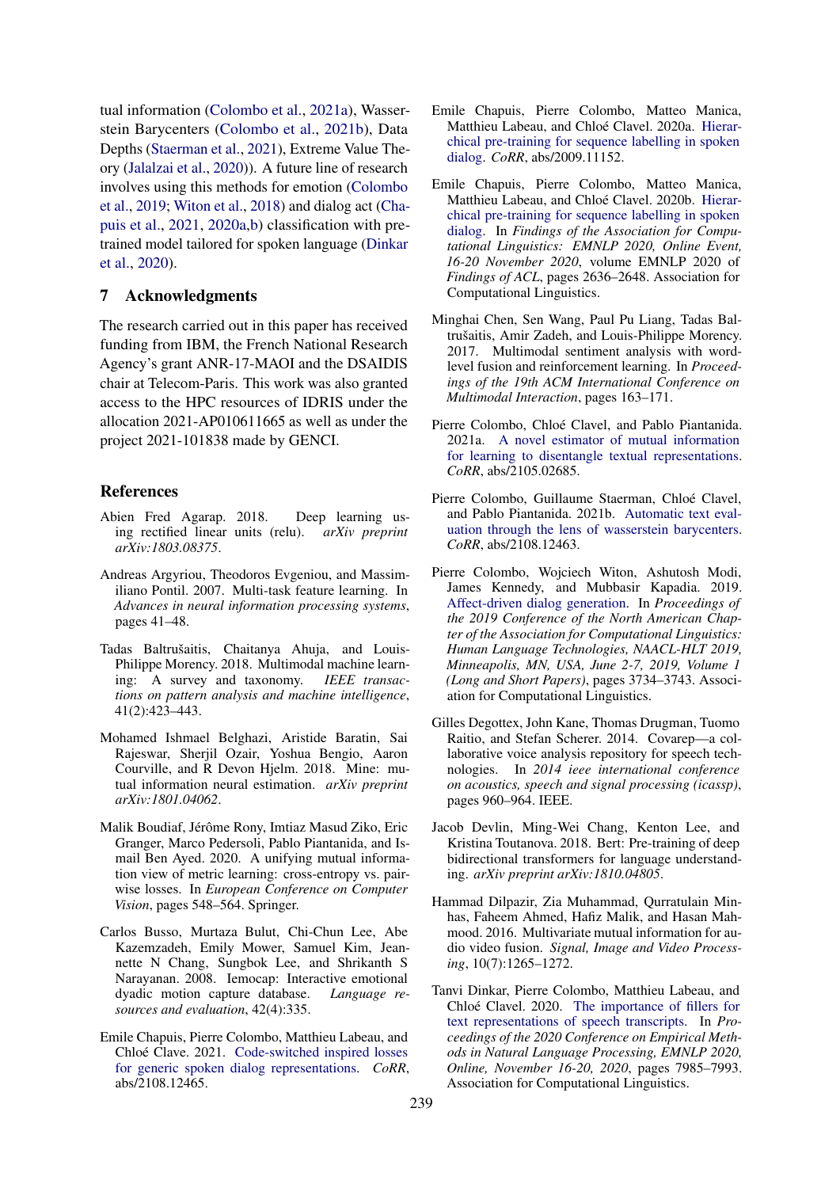tual information (Colombo et al., 2021a), Wasserstein Barycenters (Colombo et al., 2021b), Data Depths (Staerman et al., 2021), Extreme Value Theory (Jalalzai et al., 2020)). A future line of research involves using this methods for emotion (Colombo et al., 2019; Witon et al., 2018) and dialog act (Chapuis et al., 2021, 2020a,b) classification with pre-trained model tailored for spoken language (Dinkar et al., 2020).

## 7 Acknowledgments

The research carried out in this paper has received funding from IBM, the French National Research Agency's grant ANR-17-MAOI and the DSAIDIS chair at Telecom-Paris. This work was also granted access to the HPC resources of IDRIS under the allocation 2021-AP010611665 as well as under the project 2021-101838 made by GENCI.

## References

Abien Fred Agarap. 2018. Deep learning using rectified linear units (relu). *arXiv preprint arXiv:1803.08375*.

Andreas Argyriou, Theodoros Evgeniou, and Massimiliano Pontil. 2007. Multi-task feature learning. In *Advances in neural information processing systems*, pages 41–48.

Tadas Baltrušaitis, Chaitanya Ahuja, and Louis-Philippe Morency. 2018. Multimodal machine learning: A survey and taxonomy. *IEEE transactions on pattern analysis and machine intelligence*, 41(2):423–443.

Mohamed Ishmael Belghazi, Aristide Baratin, Sai Rajeswar, Sherjil Ozair, Yoshua Bengio, Aaron Courville, and R Devon Hjelm. 2018. Mine: mutual information neural estimation. *arXiv preprint arXiv:1801.04062*.

Malik Boudiaf, Jérôme Rony, Imtiaz Masud Ziko, Eric Granger, Marco Pedersoli, Pablo Piantanida, and Ismail Ben Ayed. 2020. A unifying mutual information view of metric learning: cross-entropy vs. pairwise losses. In *European Conference on Computer Vision*, pages 548–564. Springer.

Carlos Busso, Murtaza Bulut, Chi-Chun Lee, Abe Kazemzadeh, Emily Mower, Samuel Kim, Jeannette N Chang, Sungbok Lee, and Shrikanth S Narayanan. 2008. Iemocap: Interactive emotional dyadic motion capture database. *Language resources and evaluation*, 42(4):335.

Emile Chapuis, Pierre Colombo, Matthieu Labeau, and Chloé Clave. 2021. Code-switched inspired losses for generic spoken dialog representations. *CoRR*, abs/2108.12465.

Emile Chapuis, Pierre Colombo, Matteo Manica, Matthieu Labeau, and Chloé Clavel. 2020a. Hierarchical pre-training for sequence labelling in spoken dialog. *CoRR*, abs/2009.11152.

Emile Chapuis, Pierre Colombo, Matteo Manica, Matthieu Labeau, and Chloé Clavel. 2020b. Hierarchical pre-training for sequence labelling in spoken dialog. In *Findings of the Association for Computational Linguistics: EMNLP 2020, Online Event, 16-20 November 2020*, volume EMNLP 2020 of *Findings of ACL*, pages 2636–2648. Association for Computational Linguistics.

Minghai Chen, Sen Wang, Paul Pu Liang, Tadas Baltrušaitis, Amir Zadeh, and Louis-Philippe Morency. 2017. Multimodal sentiment analysis with word-level fusion and reinforcement learning. In *Proceedings of the 19th ACM International Conference on Multimodal Interaction*, pages 163–171.

Pierre Colombo, Chloé Clavel, and Pablo Piantanida. 2021a. A novel estimator of mutual information for learning to disentangle textual representations. *CoRR*, abs/2105.02685.

Pierre Colombo, Guillaume Staerman, Chloé Clavel, and Pablo Piantanida. 2021b. Automatic text evaluation through the lens of wasserstein barycenters. *CoRR*, abs/2108.12463.

Pierre Colombo, Wojciech Witon, Ashutosh Modi, James Kennedy, and Mubbasir Kapadia. 2019. Affect-driven dialog generation. In *Proceedings of the 2019 Conference of the North American Chapter of the Association for Computational Linguistics: Human Language Technologies, NAACL-HLT 2019, Minneapolis, MN, USA, June 2-7, 2019, Volume 1 (Long and Short Papers)*, pages 3734–3743. Association for Computational Linguistics.

Gilles Degottex, John Kane, Thomas Drugman, Tuomo Raitio, and Stefan Scherer. 2014. Covarep—a collaborative voice analysis repository for speech technologies. In *2014 ieee international conference on acoustics, speech and signal processing (icassp)*, pages 960–964. IEEE.

Jacob Devlin, Ming-Wei Chang, Kenton Lee, and Kristina Toutanova. 2018. Bert: Pre-training of deep bidirectional transformers for language understanding. *arXiv preprint arXiv:1810.04805*.

Hammad Dilpazir, Zia Muhammad, Qurratulain Minhas, Faheem Ahmed, Hafiz Malik, and Hasan Mahmood. 2016. Multivariate mutual information for audio video fusion. *Signal, Image and Video Processing*, 10(7):1265–1272.

Tanvi Dinkar, Pierre Colombo, Matthieu Labeau, and Chloé Clavel. 2020. The importance of fillers for text representations of speech transcripts. In *Proceedings of the 2020 Conference on Empirical Methods in Natural Language Processing, EMNLP 2020, Online, November 16-20, 2020*, pages 7985–7993. Association for Computational Linguistics.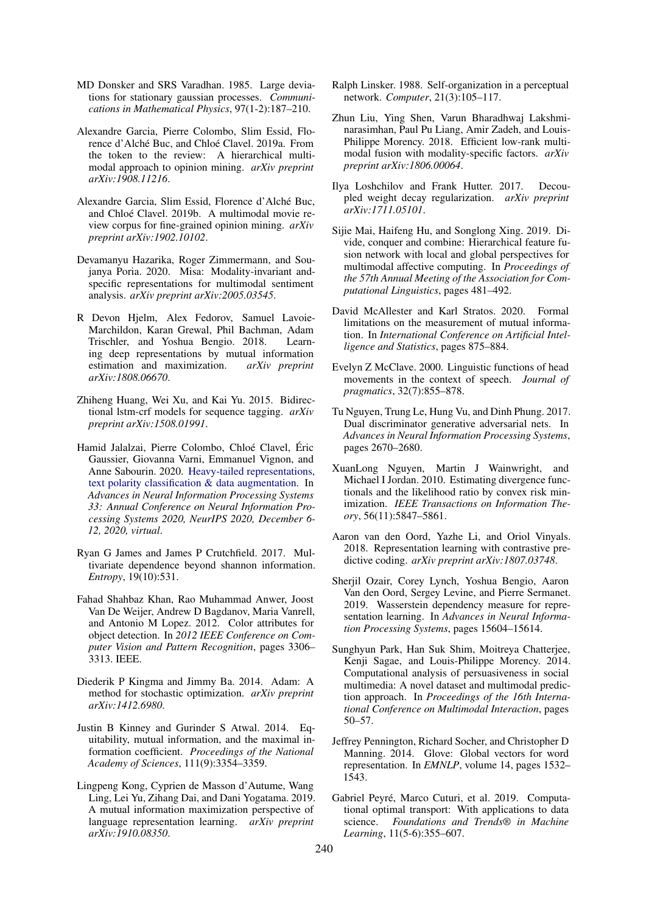MD Donsker and SRS Varadhan. 1985. Large deviations for stationary gaussian processes. *Communications in Mathematical Physics*, 97(1-2):187–210.

Alexandre Garcia, Pierre Colombo, Slim Essid, Florence d'Alché Buc, and Chloé Clavel. 2019a. From the token to the review: A hierarchical multimodal approach to opinion mining. *arXiv preprint arXiv:1908.11216*.

Alexandre Garcia, Slim Essid, Florence d'Alché Buc, and Chloé Clavel. 2019b. A multimodal movie review corpus for fine-grained opinion mining. *arXiv preprint arXiv:1902.10102*.

Devamanyu Hazarika, Roger Zimmermann, and Soujanya Poria. 2020. Misa: Modality-invariant and-specific representations for multimodal sentiment analysis. *arXiv preprint arXiv:2005.03545*.

R Devon Hjelm, Alex Fedorov, Samuel Lavoie-Marchildon, Karan Grewal, Phil Bachman, Adam Trischler, and Yoshua Bengio. 2018. Learning deep representations by mutual information estimation and maximization. *arXiv preprint arXiv:1808.06670*.

Zhiheng Huang, Wei Xu, and Kai Yu. 2015. Bidirectional lstm-crf models for sequence tagging. *arXiv preprint arXiv:1508.01991*.

Hamid Jalalzai, Pierre Colombo, Chloé Clavel, Éric Gaussier, Giovanna Varni, Emmanuel Vignon, and Anne Sabourin. 2020. Heavy-tailed representations, text polarity classification & data augmentation. In *Advances in Neural Information Processing Systems 33: Annual Conference on Neural Information Processing Systems 2020, NeurIPS 2020, December 6-12, 2020, virtual*.

Ryan G James and James P Crutchfield. 2017. Multivariate dependence beyond shannon information. *Entropy*, 19(10):531.

Fahad Shahbaz Khan, Rao Muhammad Anwer, Joost Van De Weijer, Andrew D Bagdanov, Maria Vanrell, and Antonio M Lopez. 2012. Color attributes for object detection. In *2012 IEEE Conference on Computer Vision and Pattern Recognition*, pages 3306–3313. IEEE.

Diederik P Kingma and Jimmy Ba. 2014. Adam: A method for stochastic optimization. *arXiv preprint arXiv:1412.6980*.

Justin B Kinney and Gurinder S Atwal. 2014. Equitability, mutual information, and the maximal information coefficient. *Proceedings of the National Academy of Sciences*, 111(9):3354–3359.

Lingpeng Kong, Cyprien de Masson d'Autume, Wang Ling, Lei Yu, Zihang Dai, and Dani Yogatama. 2019. A mutual information maximization perspective of language representation learning. *arXiv preprint arXiv:1910.08350*.

Ralph Linsker. 1988. Self-organization in a perceptual network. *Computer*, 21(3):105–117.

Zhun Liu, Ying Shen, Varun Bharadhwaj Lakshminarasimhan, Paul Pu Liang, Amir Zadeh, and Louis-Philippe Morency. 2018. Efficient low-rank multimodal fusion with modality-specific factors. *arXiv preprint arXiv:1806.00064*.

Ilya Loshchilov and Frank Hutter. 2017. Decoupled weight decay regularization. *arXiv preprint arXiv:1711.05101*.

Sijie Mai, Haifeng Hu, and Songlong Xing. 2019. Divide, conquer and combine: Hierarchical feature fusion network with local and global perspectives for multimodal affective computing. In *Proceedings of the 57th Annual Meeting of the Association for Computational Linguistics*, pages 481–492.

David McAllester and Karl Stratos. 2020. Formal limitations on the measurement of mutual information. In *International Conference on Artificial Intelligence and Statistics*, pages 875–884.

Evelyn Z McClave. 2000. Linguistic functions of head movements in the context of speech. *Journal of pragmatics*, 32(7):855–878.

Tu Nguyen, Trung Le, Hung Vu, and Dinh Phung. 2017. Dual discriminator generative adversarial nets. In *Advances in Neural Information Processing Systems*, pages 2670–2680.

XuanLong Nguyen, Martin J Wainwright, and Michael I Jordan. 2010. Estimating divergence functionals and the likelihood ratio by convex risk minimization. *IEEE Transactions on Information Theory*, 56(11):5847–5861.

Aaron van den Oord, Yazhe Li, and Oriol Vinyals. 2018. Representation learning with contrastive predictive coding. *arXiv preprint arXiv:1807.03748*.

Sherjil Ozair, Corey Lynch, Yoshua Bengio, Aaron Van den Oord, Sergey Levine, and Pierre Sermanet. 2019. Wasserstein dependency measure for representation learning. In *Advances in Neural Information Processing Systems*, pages 15604–15614.

Sunghyun Park, Han Suk Shim, Moitreya Chatterjee, Kenji Sagae, and Louis-Philippe Morency. 2014. Computational analysis of persuasiveness in social multimedia: A novel dataset and multimodal prediction approach. In *Proceedings of the 16th International Conference on Multimodal Interaction*, pages 50–57.

Jeffrey Pennington, Richard Socher, and Christopher D Manning. 2014. Glove: Global vectors for word representation. In *EMNLP*, volume 14, pages 1532–1543.

Gabriel Peyré, Marco Cuturi, et al. 2019. Computational optimal transport: With applications to data science. *Foundations and Trends® in Machine Learning*, 11(5-6):355–607.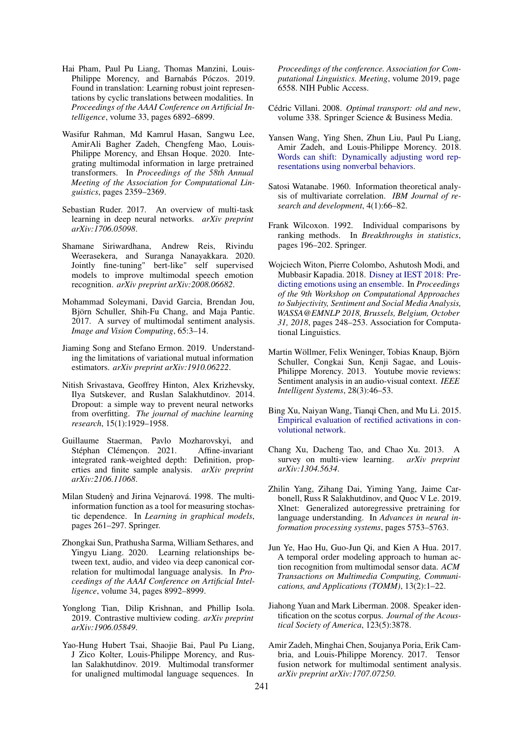Hai Pham, Paul Pu Liang, Thomas Manzini, Louis-Philippe Morency, and Barnabás Póczos. 2019. Found in translation: Learning robust joint representations by cyclic translations between modalities. In *Proceedings of the AAAI Conference on Artificial Intelligence*, volume 33, pages 6892–6899.

Wasifur Rahman, Md Kamrul Hasan, Sangwu Lee, AmirAli Bagher Zadeh, Chengfeng Mao, Louis-Philippe Morency, and Ehsan Hoque. 2020. Integrating multimodal information in large pretrained transformers. In *Proceedings of the 58th Annual Meeting of the Association for Computational Linguistics*, pages 2359–2369.

Sebastian Ruder. 2017. An overview of multi-task learning in deep neural networks. *arXiv preprint arXiv:1706.05098*.

Shamane Siriwardhana, Andrew Reis, Rivindu Weerasekera, and Suranga Nanayakkara. 2020. Jointly fine-tuning" bert-like" self supervised models to improve multimodal speech emotion recognition. *arXiv preprint arXiv:2008.06682*.

Mohammad Soleymani, David Garcia, Brendan Jou, Björn Schuller, Shih-Fu Chang, and Maja Pantic. 2017. A survey of multimodal sentiment analysis. *Image and Vision Computing*, 65:3–14.

Jiaming Song and Stefano Ermon. 2019. Understanding the limitations of variational mutual information estimators. *arXiv preprint arXiv:1910.06222*.

Nitish Srivastava, Geoffrey Hinton, Alex Krizhevsky, Ilya Sutskever, and Ruslan Salakhutdinov. 2014. Dropout: a simple way to prevent neural networks from overfitting. *The journal of machine learning research*, 15(1):1929–1958.

Guillaume Staerman, Pavlo Mozharovskyi, and Stéphan Clémençon. 2021. Affine-invariant integrated rank-weighted depth: Definition, properties and finite sample analysis. *arXiv preprint arXiv:2106.11068*.

Milan Studenỳ and Jirina Vejnarová. 1998. The multi-information function as a tool for measuring stochastic dependence. In *Learning in graphical models*, pages 261–297. Springer.

Zhongkai Sun, Prathusha Sarma, William Sethares, and Yingyu Liang. 2020. Learning relationships between text, audio, and video via deep canonical correlation for multimodal language analysis. In *Proceedings of the AAAI Conference on Artificial Intelligence*, volume 34, pages 8992–8999.

Yonglong Tian, Dilip Krishnan, and Phillip Isola. 2019. Contrastive multiview coding. *arXiv preprint arXiv:1906.05849*.

Yao-Hung Hubert Tsai, Shaojie Bai, Paul Pu Liang, J Zico Kolter, Louis-Philippe Morency, and Ruslan Salakhutdinov. 2019. Multimodal transformer for unaligned multimodal language sequences. In *Proceedings of the conference. Association for Computational Linguistics. Meeting*, volume 2019, page 6558. NIH Public Access.

Cédric Villani. 2008. *Optimal transport: old and new*, volume 338. Springer Science & Business Media.

Yansen Wang, Ying Shen, Zhun Liu, Paul Pu Liang, Amir Zadeh, and Louis-Philippe Morency. 2018. Words can shift: Dynamically adjusting word representations using nonverbal behaviors.

Satosi Watanabe. 1960. Information theoretical analysis of multivariate correlation. *IBM Journal of research and development*, 4(1):66–82.

Frank Wilcoxon. 1992. Individual comparisons by ranking methods. In *Breakthroughs in statistics*, pages 196–202. Springer.

Wojciech Witon, Pierre Colombo, Ashutosh Modi, and Mubbasir Kapadia. 2018. Disney at IEST 2018: Predicting emotions using an ensemble. In *Proceedings of the 9th Workshop on Computational Approaches to Subjectivity, Sentiment and Social Media Analysis, WASSA@EMNLP 2018, Brussels, Belgium, October 31, 2018*, pages 248–253. Association for Computational Linguistics.

Martin Wöllmer, Felix Weninger, Tobias Knaup, Björn Schuller, Congkai Sun, Kenji Sagae, and Louis-Philippe Morency. 2013. Youtube movie reviews: Sentiment analysis in an audio-visual context. *IEEE Intelligent Systems*, 28(3):46–53.

Bing Xu, Naiyan Wang, Tianqi Chen, and Mu Li. 2015. Empirical evaluation of rectified activations in convolutional network.

Chang Xu, Dacheng Tao, and Chao Xu. 2013. A survey on multi-view learning. *arXiv preprint arXiv:1304.5634*.

Zhilin Yang, Zihang Dai, Yiming Yang, Jaime Carbonell, Russ R Salakhutdinov, and Quoc V Le. 2019. Xlnet: Generalized autoregressive pretraining for language understanding. In *Advances in neural information processing systems*, pages 5753–5763.

Jun Ye, Hao Hu, Guo-Jun Qi, and Kien A Hua. 2017. A temporal order modeling approach to human action recognition from multimodal sensor data. *ACM Transactions on Multimedia Computing, Communications, and Applications (TOMM)*, 13(2):1–22.

Jiahong Yuan and Mark Liberman. 2008. Speaker identification on the scotus corpus. *Journal of the Acoustical Society of America*, 123(5):3878.

Amir Zadeh, Minghai Chen, Soujanya Poria, Erik Cambria, and Louis-Philippe Morency. 2017. Tensor fusion network for multimodal sentiment analysis. *arXiv preprint arXiv:1707.07250*.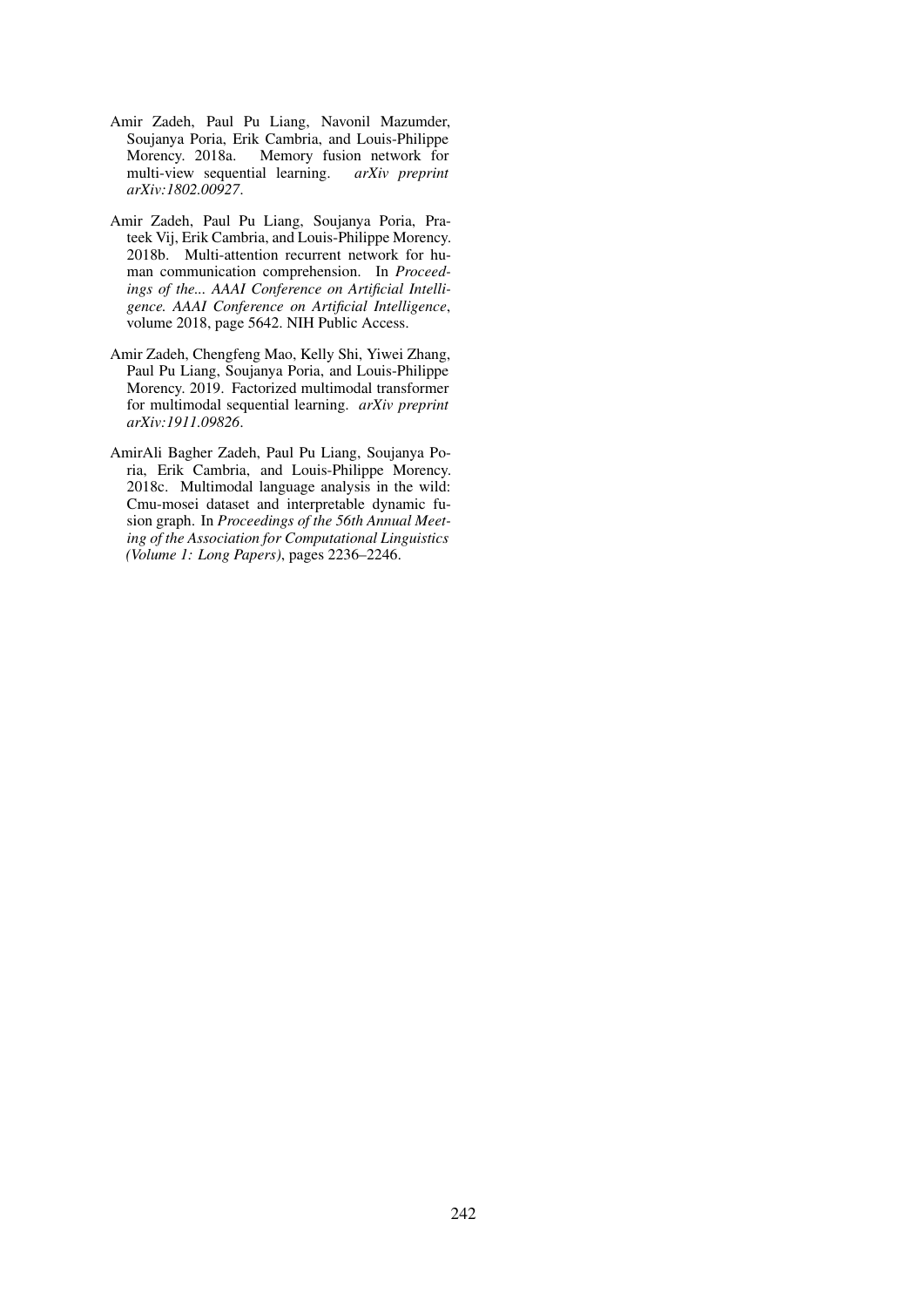Amir Zadeh, Paul Pu Liang, Navonil Mazumder, Soujanya Poria, Erik Cambria, and Louis-Philippe Morency. 2018a. Memory fusion network for multi-view sequential learning. *arXiv preprint arXiv:1802.00927*.

Amir Zadeh, Paul Pu Liang, Soujanya Poria, Prateek Vij, Erik Cambria, and Louis-Philippe Morency. 2018b. Multi-attention recurrent network for human communication comprehension. In *Proceedings of the... AAAI Conference on Artificial Intelligence. AAAI Conference on Artificial Intelligence*, volume 2018, page 5642. NIH Public Access.

Amir Zadeh, Chengfeng Mao, Kelly Shi, Yiwei Zhang, Paul Pu Liang, Soujanya Poria, and Louis-Philippe Morency. 2019. Factorized multimodal transformer for multimodal sequential learning. *arXiv preprint arXiv:1911.09826*.

AmirAli Bagher Zadeh, Paul Pu Liang, Soujanya Poria, Erik Cambria, and Louis-Philippe Morency. 2018c. Multimodal language analysis in the wild: Cmu-mosei dataset and interpretable dynamic fusion graph. In *Proceedings of the 56th Annual Meeting of the Association for Computational Linguistics (Volume 1: Long Papers)*, pages 2236–2246.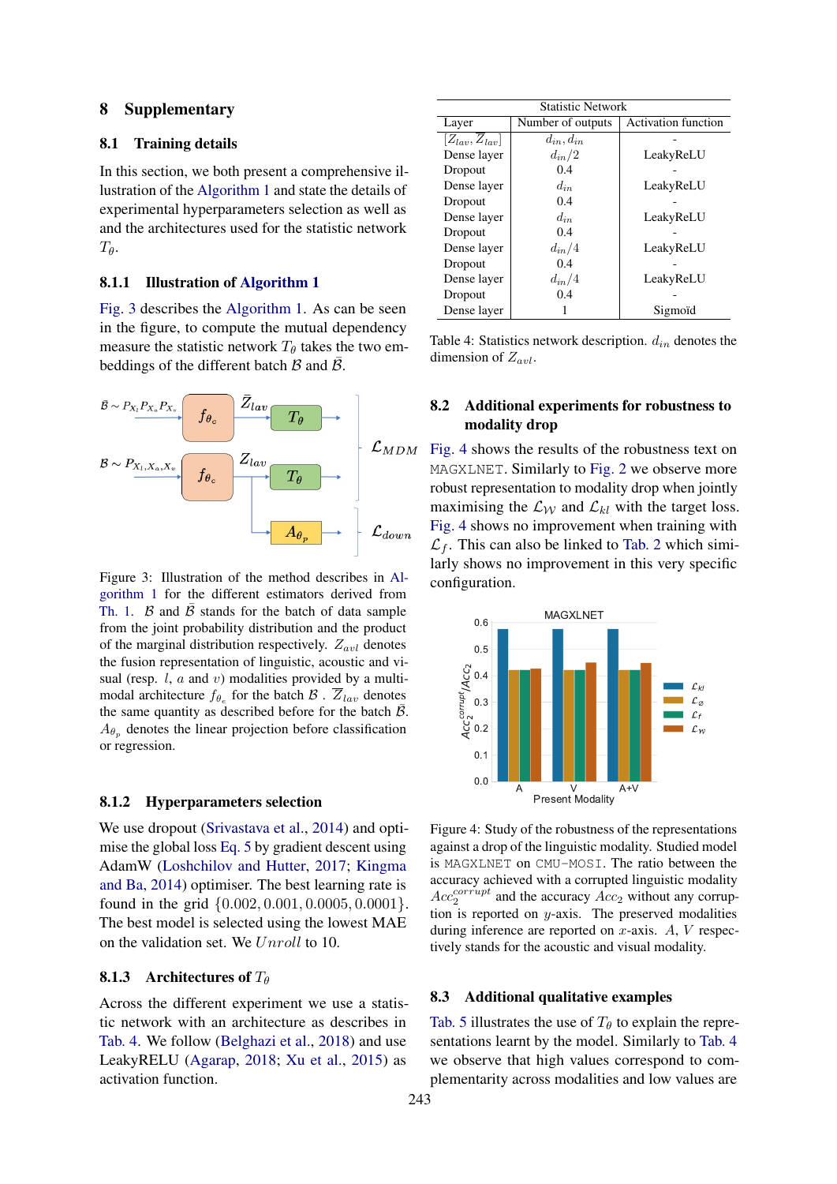# 8 Supplementary

## 8.1 Training details

In this section, we both present a comprehensive illustration of the Algorithm 1 and state the details of experimental hyperparameters selection as well as and the architectures used for the statistic network $T_\theta$.

### 8.1.1 Illustration of Algorithm 1

Fig. 3 describes the Algorithm 1. As can be seen in the figure, to compute the mutual dependency measure the statistic network $T_\theta$ takes the two embeddings of the different batch $\mathcal{B}$ and $\bar{\mathcal{B}}$.

Figure 3: Illustration of the method describes in Algorithm 1 for the different estimators derived from Th. 1. $\mathcal{B}$ and $\bar{\mathcal{B}}$ stands for the batch of data sample from the joint probability distribution and the product of the marginal distribution respectively. $Z_{avl}$ denotes the fusion representation of linguistic, acoustic and visual (resp. $l$, $a$ and $v$) modalities provided by a multimodal architecture $f_{\theta_e}$ for the batch $\mathcal{B}$ . $\bar{Z}_{lav}$ denotes the same quantity as described before for the batch $\bar{\mathcal{B}}$. $A_{\theta_p}$ denotes the linear projection before classification or regression.

### 8.1.2 Hyperparameters selection

We use dropout (Srivastava et al., 2014) and optimise the global loss Eq. 5 by gradient descent using AdamW (Loshchilov and Hutter, 2017; Kingma and Ba, 2014) optimiser. The best learning rate is found in the grid $\{0.002, 0.001, 0.0005, 0.0001\}$. The best model is selected using the lowest MAE on the validation set. We $Unroll$ to 10.

### 8.1.3 Architectures of $T_\theta$

Across the different experiment we use a statistic network with an architecture as describes in Tab. 4. We follow (Belghazi et al., 2018) and use LeakyRELU (Agarap, 2018; Xu et al., 2015) as activation function.

| Statistic Network | | |
|---|---|---|
| Layer | Number of outputs | Activation function |
| $[Z_{lav}, \bar{Z}_{lav}]$ | $d_{in}, d_{in}$ | - |
| Dense layer | $d_{in}/2$ | LeakyReLU |
| Dropout | 0.4 | - |
| Dense layer | $d_{in}$ | LeakyReLU |
| Dropout | 0.4 | - |
| Dense layer | $d_{in}$ | LeakyReLU |
| Dropout | 0.4 | - |
| Dense layer | $d_{in}/4$ | LeakyReLU |
| Dropout | 0.4 | - |
| Dense layer | $d_{in}/4$ | LeakyReLU |
| Dropout | 0.4 | - |
| Dense layer | 1 | Sigmoïd |

Table 4: Statistics network description. $d_{in}$ denotes the dimension of $Z_{avl}$.

## 8.2 Additional experiments for robustness to modality drop

Fig. 4 shows the results of the robustness text on MAGXLNET. Similarly to Fig. 2 we observe more robust representation to modality drop when jointly maximising the $\mathcal{L}_{\mathcal{W}}$ and $\mathcal{L}_{kl}$ with the target loss. Fig. 4 shows no improvement when training with $\mathcal{L}_f$. This can also be linked to Tab. 2 which similarly shows no improvement in this very specific configuration.

Figure 4: Study of the robustness of the representations against a drop of the linguistic modality. Studied model is MAGXLNET on CMU-MOSI. The ratio between the accuracy achieved with a corrupted linguistic modality $Acc_2^{corrupt}$ and the accuracy $Acc_2$ without any corruption is reported on $y$-axis. The preserved modalities during inference are reported on $x$-axis. $A$, $V$ respectively stands for the acoustic and visual modality.

## 8.3 Additional qualitative examples

Tab. 5 illustrates the use of $T_\theta$ to explain the representations learnt by the model. Similarly to Tab. 4 we observe that high values correspond to complementarity across modalities and low values are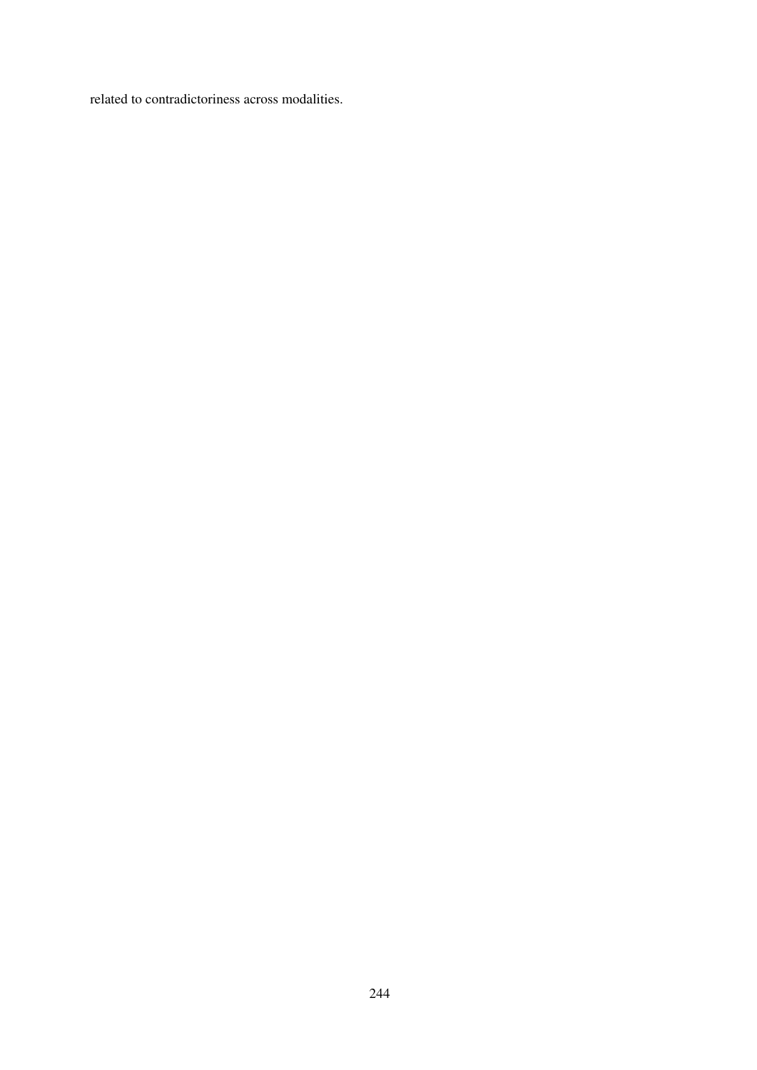related to contradictoriness across modalities.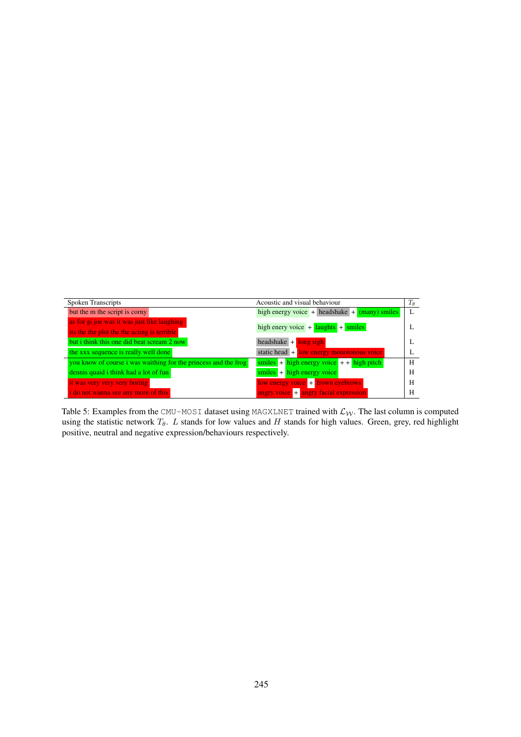| Spoken Transcripts | Acoustic and visual behaviour | $T_\theta$ |
|---|---|---|
| but the m the script is corny | high energy voice + headshake + (many) smiles | L |
| as for gi joe was it was just like laughing its the the plot the the acting is terrible | high enery voice + laughts + smiles | L |
| but i think this one did beat scream 2 now | headshake + long sigh | L |
| the xxx sequence is really well done | static head + low energy monotonous voice | L |
| you know of course i was waithing for the princess and the frog | smiles + high energy voice + + high pitch | H |
| dennis quaid i think had a lot of fun | smiles + high energy voice | H |
| it was very very very boring | low energy voice + frown eyebrows | H |
| i do not wanna see any more of this | angry voice + angry facial expression | H |

Table 5: Examples from the CMU-MOSI dataset using MAGXLNET trained with $\mathcal{L}_{\mathcal{W}}$. The last column is computed using the statistic network $T_\theta$. $L$ stands for low values and $H$ stands for high values. Green, grey, red highlight positive, neutral and negative expression/behaviours respectively.